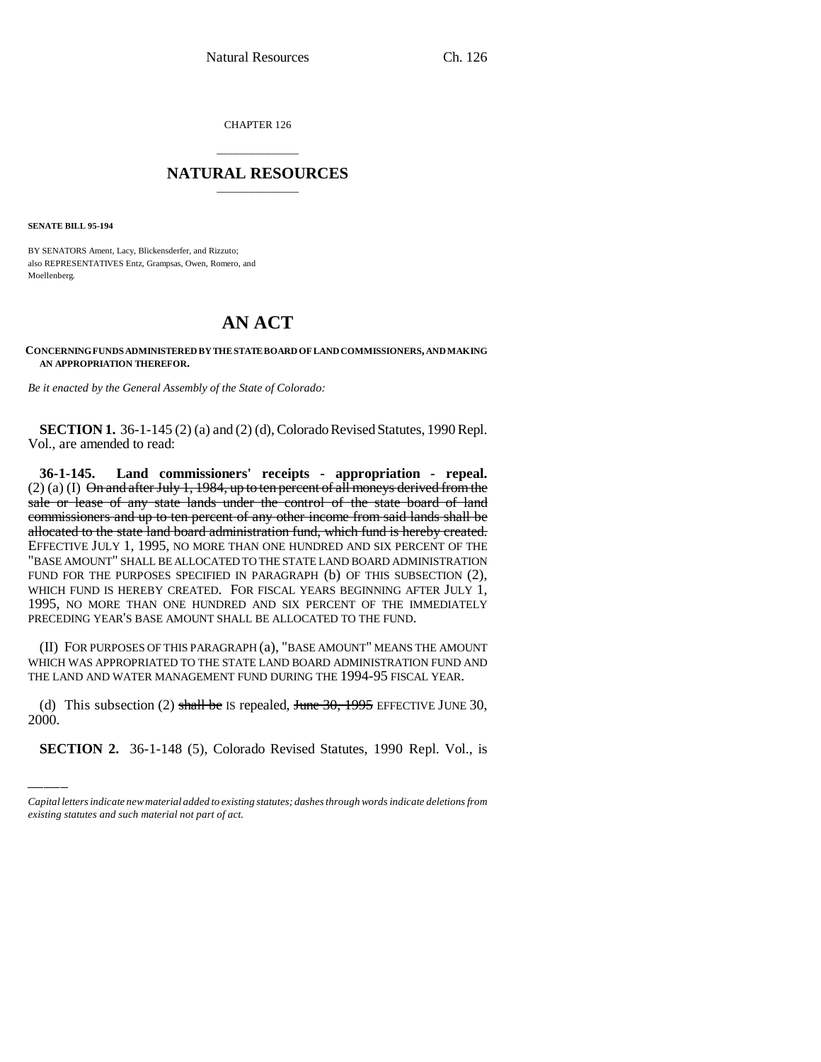CHAPTER 126

## NATURAL RESOURCES

**SENATE BILL 95-194**

BY SENATORS Ament, Lacy, Blickensderfer, and Rizzuto;
also REPRESENTATIVES Entz, Grampsas, Owen, Romero, and Moellenberg.

# AN ACT

**CONCERNING FUNDS ADMINISTERED BY THE STATE BOARD OF LAND COMMISSIONERS, AND MAKING AN APPROPRIATION THEREFOR.**

*Be it enacted by the General Assembly of the State of Colorado:*

**SECTION 1.** 36-1-145 (2) (a) and (2) (d), Colorado Revised Statutes, 1990 Repl. Vol., are amended to read:

**36-1-145. Land commissioners' receipts - appropriation - repeal.** (2) (a) (I) ~~On and after July 1, 1984, up to ten percent of all moneys derived from the sale or lease of any state lands under the control of the state board of land commissioners and up to ten percent of any other income from said lands shall be allocated to the state land board administration fund, which fund is hereby created.~~ EFFECTIVE JULY 1, 1995, NO MORE THAN ONE HUNDRED AND SIX PERCENT OF THE "BASE AMOUNT" SHALL BE ALLOCATED TO THE STATE LAND BOARD ADMINISTRATION FUND FOR THE PURPOSES SPECIFIED IN PARAGRAPH (b) OF THIS SUBSECTION (2), WHICH FUND IS HEREBY CREATED. FOR FISCAL YEARS BEGINNING AFTER JULY 1, 1995, NO MORE THAN ONE HUNDRED AND SIX PERCENT OF THE IMMEDIATELY PRECEDING YEAR'S BASE AMOUNT SHALL BE ALLOCATED TO THE FUND.

(II) FOR PURPOSES OF THIS PARAGRAPH (a), "BASE AMOUNT" MEANS THE AMOUNT WHICH WAS APPROPRIATED TO THE STATE LAND BOARD ADMINISTRATION FUND AND THE LAND AND WATER MANAGEMENT FUND DURING THE 1994-95 FISCAL YEAR.

(d) This subsection (2) ~~shall be~~ IS repealed, ~~June 30, 1995~~ EFFECTIVE JUNE 30, 2000.

**SECTION 2.** 36-1-148 (5), Colorado Revised Statutes, 1990 Repl. Vol., is

*Capital letters indicate new material added to existing statutes; dashes through words indicate deletions from existing statutes and such material not part of act.*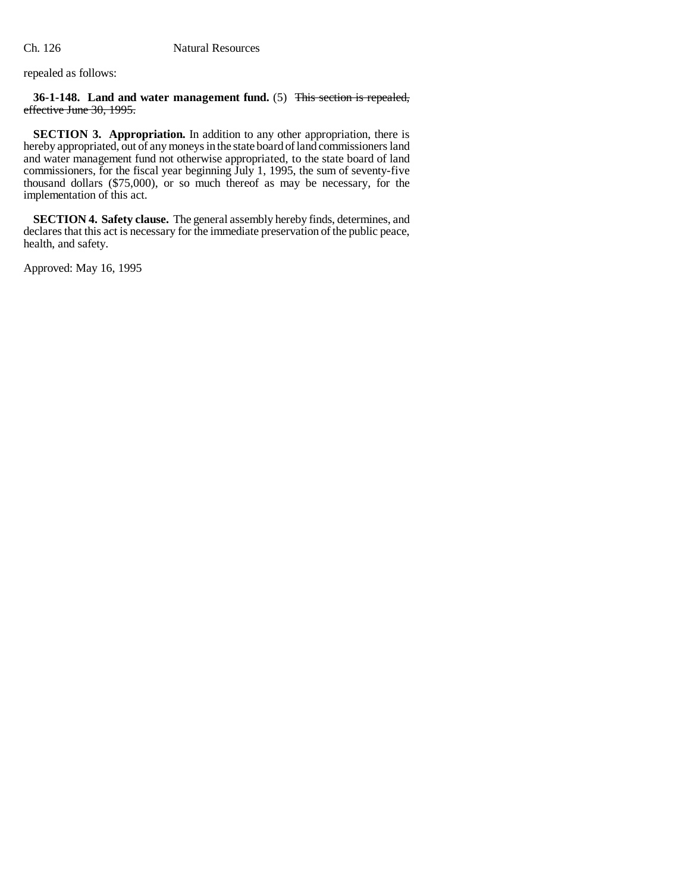repealed as follows:

**36-1-148. Land and water management fund.** (5) ~~This section is repealed, effective June 30, 1995.~~

**SECTION 3. Appropriation.** In addition to any other appropriation, there is hereby appropriated, out of any moneys in the state board of land commissioners land and water management fund not otherwise appropriated, to the state board of land commissioners, for the fiscal year beginning July 1, 1995, the sum of seventy-five thousand dollars ($75,000), or so much thereof as may be necessary, for the implementation of this act.

**SECTION 4. Safety clause.** The general assembly hereby finds, determines, and declares that this act is necessary for the immediate preservation of the public peace, health, and safety.

Approved: May 16, 1995